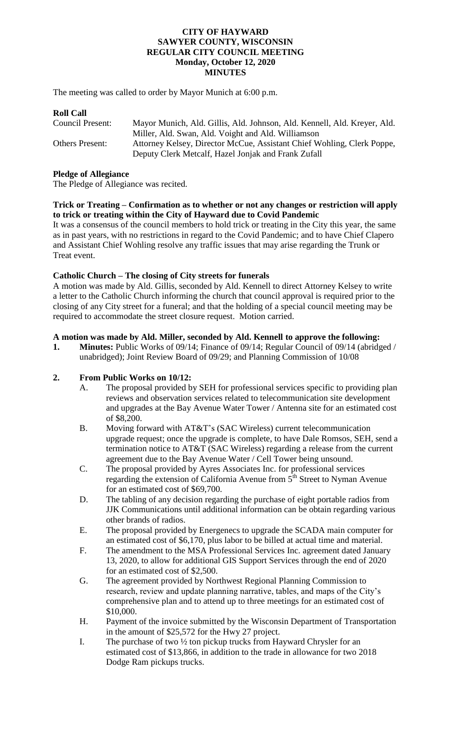**CITY OF HAYWARD**
**SAWYER COUNTY, WISCONSIN**
**REGULAR CITY COUNCIL MEETING**
**Monday, October 12, 2020**
**MINUTES**

The meeting was called to order by Mayor Munich at 6:00 p.m.

## Roll Call

| | |
|---|---|
| Council Present: | Mayor Munich, Ald. Gillis, Ald. Johnson, Ald. Kennell, Ald. Kreyer, Ald. Miller, Ald. Swan, Ald. Voight and Ald. Williamson |
| Others Present: | Attorney Kelsey, Director McCue, Assistant Chief Wohling, Clerk Poppe, Deputy Clerk Metcalf, Hazel Jonjak and Frank Zufall |

## Pledge of Allegiance

The Pledge of Allegiance was recited.

## Trick or Treating – Confirmation as to whether or not any changes or restriction will apply to trick or treating within the City of Hayward due to Covid Pandemic

It was a consensus of the council members to hold trick or treating in the City this year, the same as in past years, with no restrictions in regard to the Covid Pandemic; and to have Chief Clapero and Assistant Chief Wohling resolve any traffic issues that may arise regarding the Trunk or Treat event.

## Catholic Church – The closing of City streets for funerals

A motion was made by Ald. Gillis, seconded by Ald. Kennell to direct Attorney Kelsey to write a letter to the Catholic Church informing the church that council approval is required prior to the closing of any City street for a funeral; and that the holding of a special council meeting may be required to accommodate the street closure request. Motion carried.

## A motion was made by Ald. Miller, seconded by Ald. Kennell to approve the following:

1. **Minutes:** Public Works of 09/14; Finance of 09/14; Regular Council of 09/14 (abridged / unabridged); Joint Review Board of 09/29; and Planning Commission of 10/08

2. **From Public Works on 10/12:**
   A. The proposal provided by SEH for professional services specific to providing plan reviews and observation services related to telecommunication site development and upgrades at the Bay Avenue Water Tower / Antenna site for an estimated cost of $8,200.
   B. Moving forward with AT&T's (SAC Wireless) current telecommunication upgrade request; once the upgrade is complete, to have Dale Romsos, SEH, send a termination notice to AT&T (SAC Wireless) regarding a release from the current agreement due to the Bay Avenue Water / Cell Tower being unsound.
   C. The proposal provided by Ayres Associates Inc. for professional services regarding the extension of California Avenue from 5th Street to Nyman Avenue for an estimated cost of $69,700.
   D. The tabling of any decision regarding the purchase of eight portable radios from JJK Communications until additional information can be obtain regarding various other brands of radios.
   E. The proposal provided by Energenecs to upgrade the SCADA main computer for an estimated cost of $6,170, plus labor to be billed at actual time and material.
   F. The amendment to the MSA Professional Services Inc. agreement dated January 13, 2020, to allow for additional GIS Support Services through the end of 2020 for an estimated cost of $2,500.
   G. The agreement provided by Northwest Regional Planning Commission to research, review and update planning narrative, tables, and maps of the City's comprehensive plan and to attend up to three meetings for an estimated cost of $10,000.
   H. Payment of the invoice submitted by the Wisconsin Department of Transportation in the amount of $25,572 for the Hwy 27 project.
   I. The purchase of two ½ ton pickup trucks from Hayward Chrysler for an estimated cost of $13,866, in addition to the trade in allowance for two 2018 Dodge Ram pickups trucks.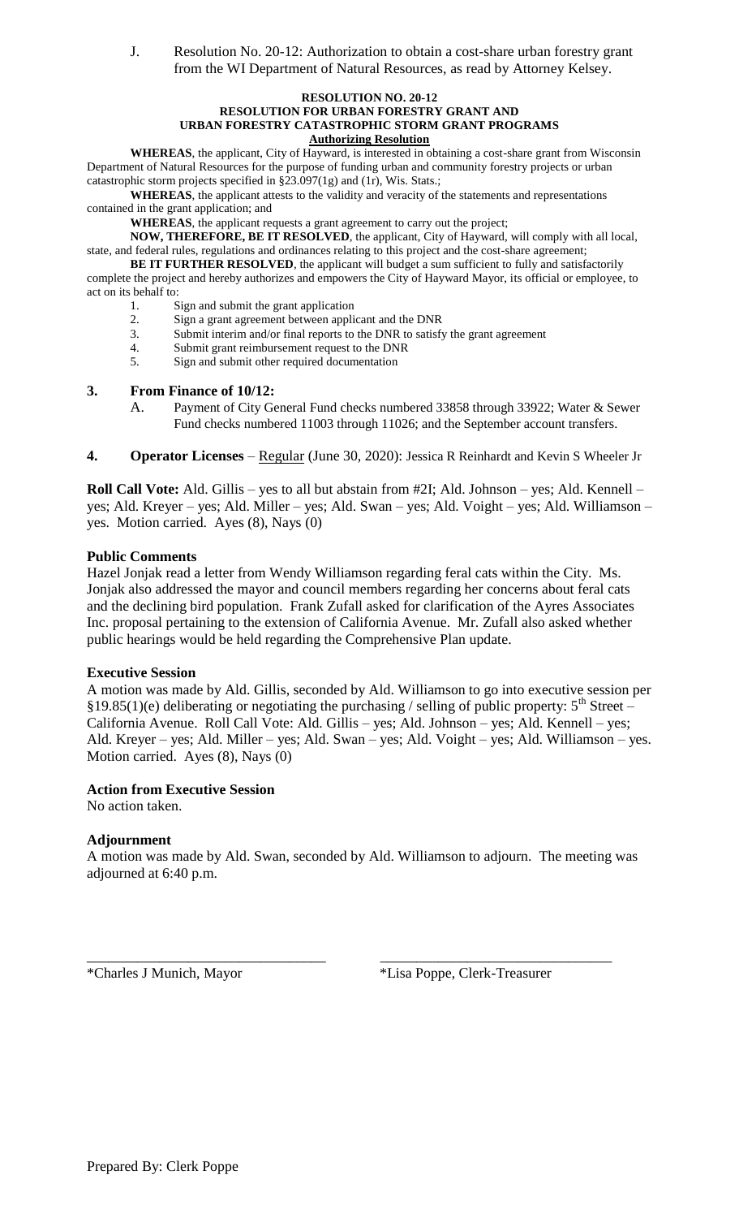J. Resolution No. 20-12: Authorization to obtain a cost-share urban forestry grant from the WI Department of Natural Resources, as read by Attorney Kelsey.

**RESOLUTION NO. 20-12**
**RESOLUTION FOR URBAN FORESTRY GRANT AND URBAN FORESTRY CATASTROPHIC STORM GRANT PROGRAMS**
**Authorizing Resolution**

**WHEREAS**, the applicant, City of Hayward, is interested in obtaining a cost-share grant from Wisconsin Department of Natural Resources for the purpose of funding urban and community forestry projects or urban catastrophic storm projects specified in §23.097(1g) and (1r), Wis. Stats.;

**WHEREAS**, the applicant attests to the validity and veracity of the statements and representations contained in the grant application; and

**WHEREAS**, the applicant requests a grant agreement to carry out the project;

**NOW, THEREFORE, BE IT RESOLVED**, the applicant, City of Hayward, will comply with all local, state, and federal rules, regulations and ordinances relating to this project and the cost-share agreement;

**BE IT FURTHER RESOLVED**, the applicant will budget a sum sufficient to fully and satisfactorily complete the project and hereby authorizes and empowers the City of Hayward Mayor, its official or employee, to act on its behalf to:

1. Sign and submit the grant application
2. Sign a grant agreement between applicant and the DNR
3. Submit interim and/or final reports to the DNR to satisfy the grant agreement
4. Submit grant reimbursement request to the DNR
5. Sign and submit other required documentation

**3. From Finance of 10/12:**

A. Payment of City General Fund checks numbered 33858 through 33922; Water & Sewer Fund checks numbered 11003 through 11026; and the September account transfers.

**4. Operator Licenses** – Regular (June 30, 2020): Jessica R Reinhardt and Kevin S Wheeler Jr

**Roll Call Vote:** Ald. Gillis – yes to all but abstain from #2I; Ald. Johnson – yes; Ald. Kennell – yes; Ald. Kreyer – yes; Ald. Miller – yes; Ald. Swan – yes; Ald. Voight – yes; Ald. Williamson – yes. Motion carried. Ayes (8), Nays (0)

**Public Comments**

Hazel Jonjak read a letter from Wendy Williamson regarding feral cats within the City. Ms. Jonjak also addressed the mayor and council members regarding her concerns about feral cats and the declining bird population. Frank Zufall asked for clarification of the Ayres Associates Inc. proposal pertaining to the extension of California Avenue. Mr. Zufall also asked whether public hearings would be held regarding the Comprehensive Plan update.

**Executive Session**

A motion was made by Ald. Gillis, seconded by Ald. Williamson to go into executive session per §19.85(1)(e) deliberating or negotiating the purchasing / selling of public property: 5th Street – California Avenue. Roll Call Vote: Ald. Gillis – yes; Ald. Johnson – yes; Ald. Kennell – yes; Ald. Kreyer – yes; Ald. Miller – yes; Ald. Swan – yes; Ald. Voight – yes; Ald. Williamson – yes. Motion carried. Ayes (8), Nays (0)

**Action from Executive Session**

No action taken.

**Adjournment**

A motion was made by Ald. Swan, seconded by Ald. Williamson to adjourn. The meeting was adjourned at 6:40 p.m.

\_\_\_\_\_\_\_\_\_\_\_\_\_\_\_\_\_\_\_\_\_\_\_\_\_\_\_\_\_\_\_\_ \_\_\_\_\_\_\_\_\_\_\_\_\_\_\_\_\_\_\_\_\_\_\_\_\_\_\_\_\_\_\_\_

*Charles J Munich, Mayor *Lisa Poppe, Clerk-Treasurer

Prepared By: Clerk Poppe